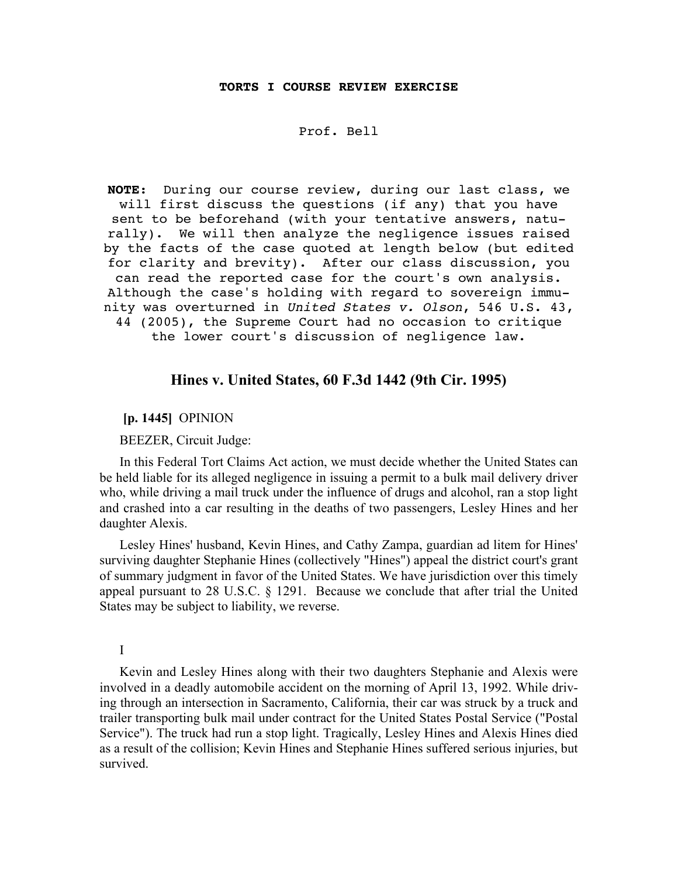**TORTS I COURSE REVIEW EXERCISE**

Prof. Bell

**NOTE:** During our course review, during our last class, we will first discuss the questions (if any) that you have sent to be beforehand (with your tentative answers, naturally). We will then analyze the negligence issues raised by the facts of the case quoted at length below (but edited for clarity and brevity). After our class discussion, you can read the reported case for the court's own analysis. Although the case's holding with regard to sovereign immunity was overturned in *United States v. Olson*, 546 U.S. 43, 44 (2005), the Supreme Court had no occasion to critique the lower court's discussion of negligence law.

## Hines v. United States, 60 F.3d 1442 (9th Cir. 1995)

**[p. 1445]** OPINION

BEEZER, Circuit Judge:

In this Federal Tort Claims Act action, we must decide whether the United States can be held liable for its alleged negligence in issuing a permit to a bulk mail delivery driver who, while driving a mail truck under the influence of drugs and alcohol, ran a stop light and crashed into a car resulting in the deaths of two passengers, Lesley Hines and her daughter Alexis.

Lesley Hines' husband, Kevin Hines, and Cathy Zampa, guardian ad litem for Hines' surviving daughter Stephanie Hines (collectively "Hines") appeal the district court's grant of summary judgment in favor of the United States. We have jurisdiction over this timely appeal pursuant to 28 U.S.C. § 1291. Because we conclude that after trial the United States may be subject to liability, we reverse.

I

Kevin and Lesley Hines along with their two daughters Stephanie and Alexis were involved in a deadly automobile accident on the morning of April 13, 1992. While driving through an intersection in Sacramento, California, their car was struck by a truck and trailer transporting bulk mail under contract for the United States Postal Service ("Postal Service"). The truck had run a stop light. Tragically, Lesley Hines and Alexis Hines died as a result of the collision; Kevin Hines and Stephanie Hines suffered serious injuries, but survived.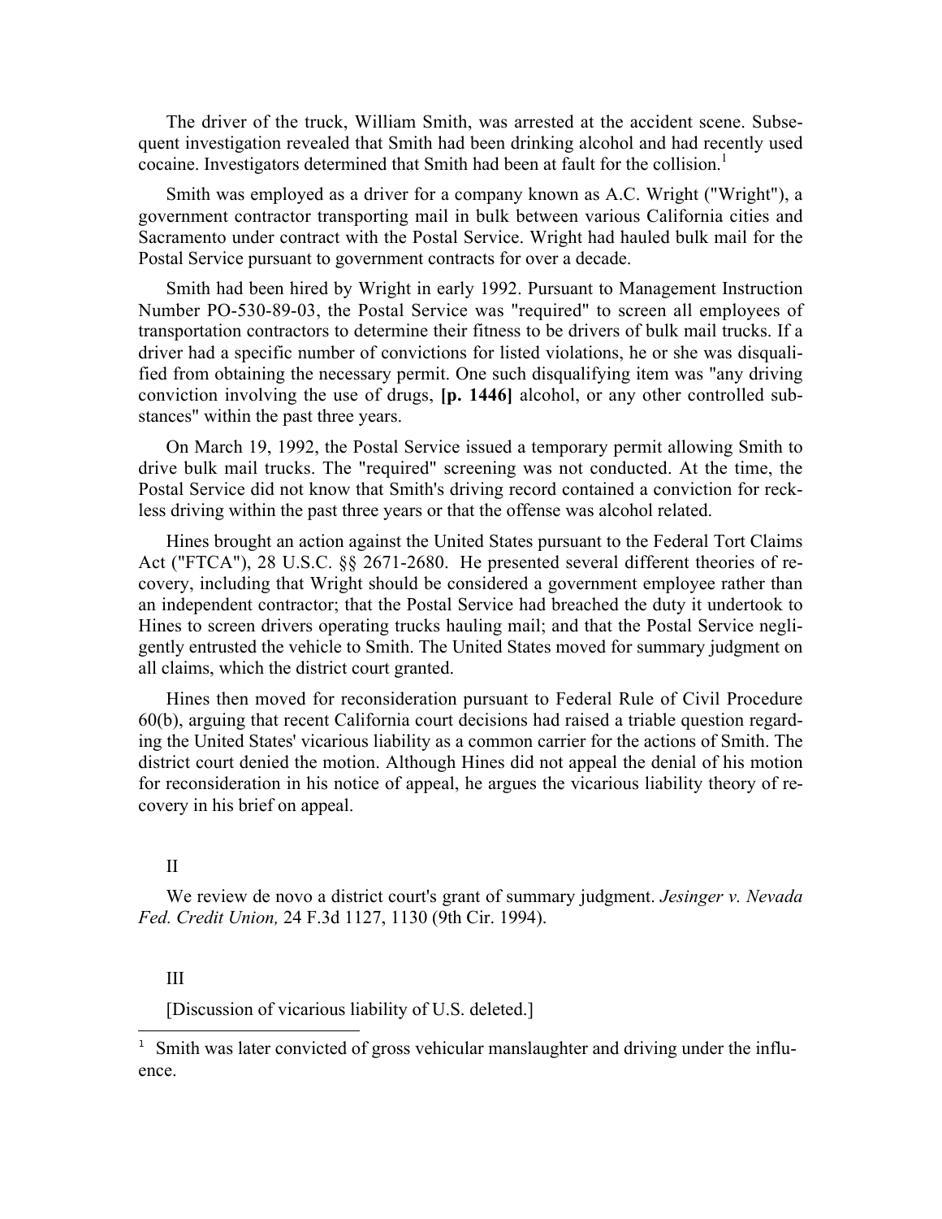The driver of the truck, William Smith, was arrested at the accident scene. Subsequent investigation revealed that Smith had been drinking alcohol and had recently used cocaine. Investigators determined that Smith had been at fault for the collision.[1]

Smith was employed as a driver for a company known as A.C. Wright ("Wright"), a government contractor transporting mail in bulk between various California cities and Sacramento under contract with the Postal Service. Wright had hauled bulk mail for the Postal Service pursuant to government contracts for over a decade.

Smith had been hired by Wright in early 1992. Pursuant to Management Instruction Number PO-530-89-03, the Postal Service was "required" to screen all employees of transportation contractors to determine their fitness to be drivers of bulk mail trucks. If a driver had a specific number of convictions for listed violations, he or she was disqualified from obtaining the necessary permit. One such disqualifying item was "any driving conviction involving the use of drugs, **[p. 1446]** alcohol, or any other controlled substances" within the past three years.

On March 19, 1992, the Postal Service issued a temporary permit allowing Smith to drive bulk mail trucks. The "required" screening was not conducted. At the time, the Postal Service did not know that Smith's driving record contained a conviction for reckless driving within the past three years or that the offense was alcohol related.

Hines brought an action against the United States pursuant to the Federal Tort Claims Act ("FTCA"), 28 U.S.C. §§ 2671-2680. He presented several different theories of recovery, including that Wright should be considered a government employee rather than an independent contractor; that the Postal Service had breached the duty it undertook to Hines to screen drivers operating trucks hauling mail; and that the Postal Service negligently entrusted the vehicle to Smith. The United States moved for summary judgment on all claims, which the district court granted.

Hines then moved for reconsideration pursuant to Federal Rule of Civil Procedure 60(b), arguing that recent California court decisions had raised a triable question regarding the United States' vicarious liability as a common carrier for the actions of Smith. The district court denied the motion. Although Hines did not appeal the denial of his motion for reconsideration in his notice of appeal, he argues the vicarious liability theory of recovery in his brief on appeal.

## II

We review de novo a district court's grant of summary judgment. *Jesinger v. Nevada Fed. Credit Union,* 24 F.3d 1127, 1130 (9th Cir. 1994).

## III

[Discussion of vicarious liability of U.S. deleted.]

---

[1] Smith was later convicted of gross vehicular manslaughter and driving under the influence.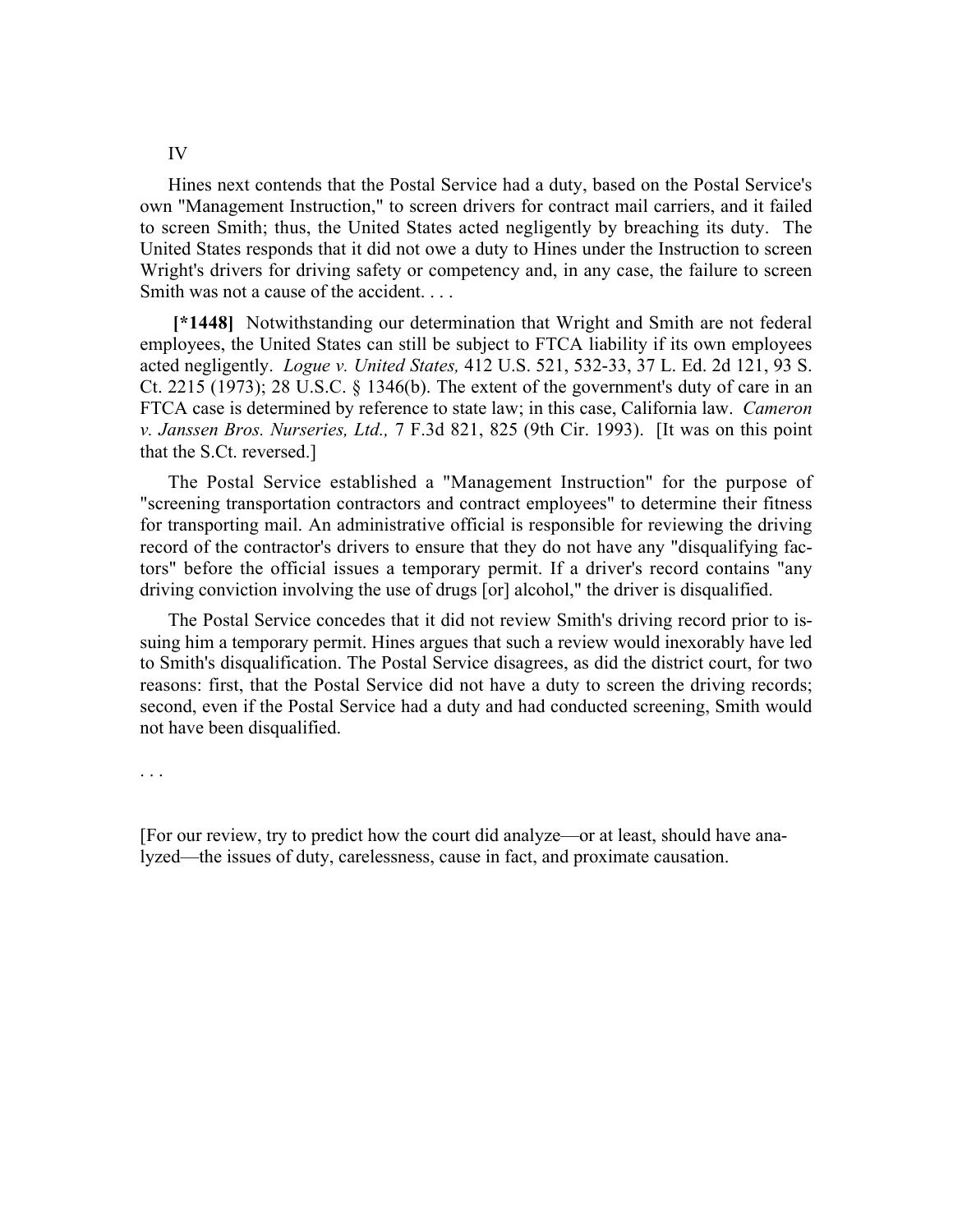IV

Hines next contends that the Postal Service had a duty, based on the Postal Service's own "Management Instruction," to screen drivers for contract mail carriers, and it failed to screen Smith; thus, the United States acted negligently by breaching its duty. The United States responds that it did not owe a duty to Hines under the Instruction to screen Wright's drivers for driving safety or competency and, in any case, the failure to screen Smith was not a cause of the accident. . . .

**[*1448]** Notwithstanding our determination that Wright and Smith are not federal employees, the United States can still be subject to FTCA liability if its own employees acted negligently. *Logue v. United States,* 412 U.S. 521, 532-33, 37 L. Ed. 2d 121, 93 S. Ct. 2215 (1973); 28 U.S.C. § 1346(b). The extent of the government's duty of care in an FTCA case is determined by reference to state law; in this case, California law. *Cameron v. Janssen Bros. Nurseries, Ltd.,* 7 F.3d 821, 825 (9th Cir. 1993). [It was on this point that the S.Ct. reversed.]

The Postal Service established a "Management Instruction" for the purpose of "screening transportation contractors and contract employees" to determine their fitness for transporting mail. An administrative official is responsible for reviewing the driving record of the contractor's drivers to ensure that they do not have any "disqualifying factors" before the official issues a temporary permit. If a driver's record contains "any driving conviction involving the use of drugs [or] alcohol," the driver is disqualified.

The Postal Service concedes that it did not review Smith's driving record prior to issuing him a temporary permit. Hines argues that such a review would inexorably have led to Smith's disqualification. The Postal Service disagrees, as did the district court, for two reasons: first, that the Postal Service did not have a duty to screen the driving records; second, even if the Postal Service had a duty and had conducted screening, Smith would not have been disqualified.

. . .

[For our review, try to predict how the court did analyze—or at least, should have analyzed—the issues of duty, carelessness, cause in fact, and proximate causation.